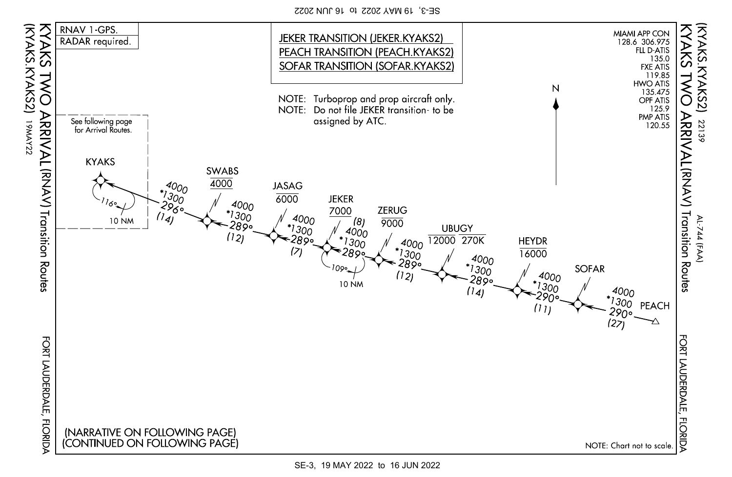# KYAKS TWO ARRIVAL (RNAV) Transition Routes (KYAKS.KYAKS2)

FORT LAUDERDALE, FLORIDA

19MAY22 · 22139 · AL-744 (FAA)

RNAV 1-GPS.
RADAR required.

JEKER TRANSITION (JEKER.KYAKS2)
PEACH TRANSITION (PEACH.KYAKS2)
SOFAR TRANSITION (SOFAR.KYAKS2)

NOTE: Turboprop and prop aircraft only.
NOTE: Do not file JEKER transition- to be assigned by ATC.

MIAMI APP CON
128.6 306.975
FLL D-ATIS
135.0
FXE ATIS
119.85
HWO ATIS
135.475
OPF ATIS
125.9
PMP ATIS
120.55

See following page for Arrival Routes.

| From | To | Course | Distance (NM) | Altitudes |
|---|---|---|---|---|
| PEACH | SOFAR | 290° | (27) | 4000 / *1300 |
| SOFAR | HEYDR | 290° | (11) | 4000 / *1300 |
| HEYDR (16000) | UBUGY | 289° | (14) | 4000 / *1300 |
| UBUGY (12000, 270K) | ZERUG | 289° | (12) | 4000 / *1300 |
| ZERUG (9000) | JEKER | 289° | (8) | 4000 / *1300 |
| JEKER (7000) | JASAG | 289° | (7) | 4000 / *1300 |
| JASAG (6000) | SWABS | 289° | (12) | 4000 / *1300 |
| SWABS (4000) | KYAKS | 296° | (14) | 4000 / *1300 |

KYAKS: 116° 10 NM

JEKER: 109° 10 NM

N

(NARRATIVE ON FOLLOWING PAGE)
(CONTINUED ON FOLLOWING PAGE)

NOTE: Chart not to scale.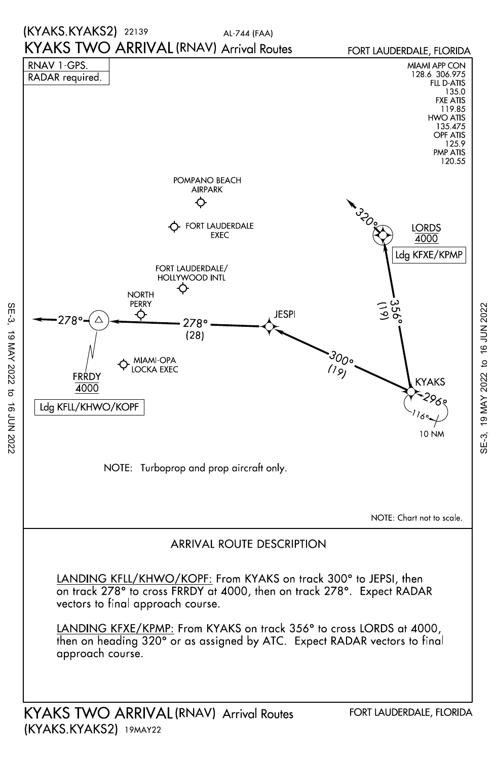(KYAKS.KYAKS2) 22139

AL-744 (FAA)

# KYAKS TWO ARRIVAL (RNAV) Arrival Routes

FORT LAUDERDALE, FLORIDA

RNAV 1-GPS.
RADAR required.

MIAMI APP CON
128.6 306.975
FLL D-ATIS
135.0
FXE ATIS
119.85
HWO ATIS
135.475
OPF ATIS
125.9
PMP ATIS
120.55

POMPANO BEACH AIRPARK

FORT LAUDERDALE EXEC

FORT LAUDERDALE/ HOLLYWOOD INTL

NORTH PERRY

MIAMI-OPA LOCKA EXEC

320°

LORDS
4000

Ldg KFXE/KPMP

356°
(19)

278°

278°
(28)

JESPI

300°
(19)

KYAKS

296°

116°

10 NM

FRRDY
4000

Ldg KFLL/KHWO/KOPF

NOTE: Turboprop and prop aircraft only.

NOTE: Chart not to scale.

## ARRIVAL ROUTE DESCRIPTION

LANDING KFLL/KHWO/KOPF: From KYAKS on track 300° to JEPSI, then on track 278° to cross FRRDY at 4000, then on track 278°. Expect RADAR vectors to final approach course.

LANDING KFXE/KPMP: From KYAKS on track 356° to cross LORDS at 4000, then on heading 320° or as assigned by ATC. Expect RADAR vectors to final approach course.

KYAKS TWO ARRIVAL (RNAV) Arrival Routes

FORT LAUDERDALE, FLORIDA

(KYAKS.KYAKS2) 19MAY22